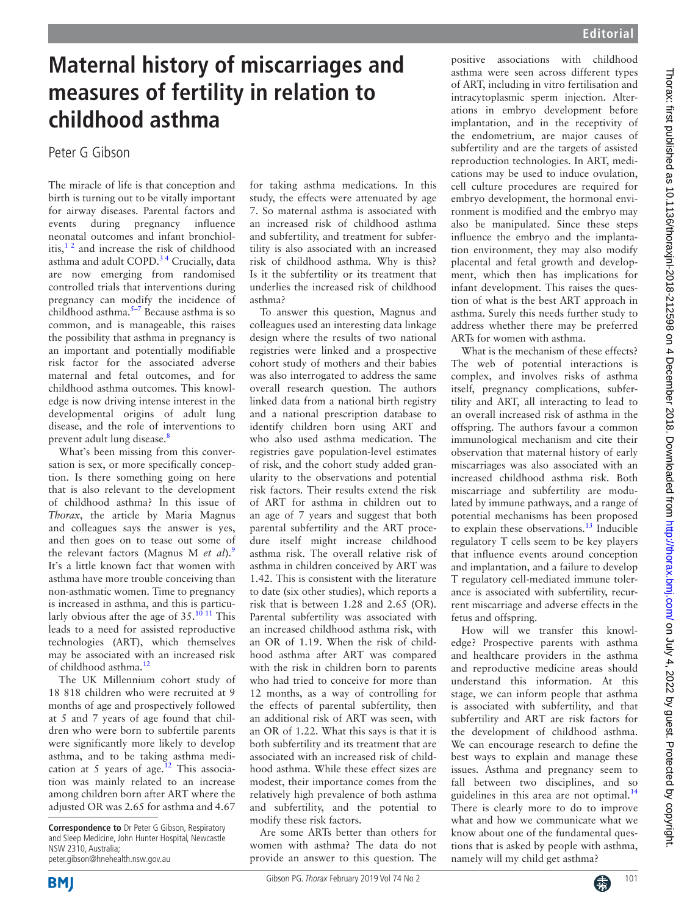# Maternal history of miscarriages and measures of fertility in relation to childhood asthma

Peter G Gibson

The miracle of life is that conception and birth is turning out to be vitally important for airway diseases. Parental factors and events during pregnancy influence neonatal outcomes and infant bronchiolitis,[1 2] and increase the risk of childhood asthma and adult COPD.[3 4] Crucially, data are now emerging from randomised controlled trials that interventions during pregnancy can modify the incidence of childhood asthma.[5–7] Because asthma is so common, and is manageable, this raises the possibility that asthma in pregnancy is an important and potentially modifiable risk factor for the associated adverse maternal and fetal outcomes, and for childhood asthma outcomes. This knowledge is now driving intense interest in the developmental origins of adult lung disease, and the role of interventions to prevent adult lung disease.[8]

What's been missing from this conversation is sex, or more specifically conception. Is there something going on here that is also relevant to the development of childhood asthma? In this issue of *Thorax*, the article by Maria Magnus and colleagues says the answer is yes, and then goes on to tease out some of the relevant factors (Magnus M *et al*).[9] It's a little known fact that women with asthma have more trouble conceiving than non-asthmatic women. Time to pregnancy is increased in asthma, and this is particularly obvious after the age of 35.[10 11] This leads to a need for assisted reproductive technologies (ART), which themselves may be associated with an increased risk of childhood asthma.[12]

The UK Millennium cohort study of 18 818 children who were recruited at 9 months of age and prospectively followed at 5 and 7 years of age found that children who were born to subfertile parents were significantly more likely to develop asthma, and to be taking asthma medication at 5 years of age.[12] This association was mainly related to an increase among children born after ART where the adjusted OR was 2.65 for asthma and 4.67 for taking asthma medications. In this study, the effects were attenuated by age 7. So maternal asthma is associated with an increased risk of childhood asthma and subfertility, and treatment for subfertility is also associated with an increased risk of childhood asthma. Why is this? Is it the subfertility or its treatment that underlies the increased risk of childhood asthma?

To answer this question, Magnus and colleagues used an interesting data linkage design where the results of two national registries were linked and a prospective cohort study of mothers and their babies was also interrogated to address the same overall research question. The authors linked data from a national birth registry and a national prescription database to identify children born using ART and who also used asthma medication. The registries gave population-level estimates of risk, and the cohort study added granularity to the observations and potential risk factors. Their results extend the risk of ART for asthma in children out to an age of 7 years and suggest that both parental subfertility and the ART procedure itself might increase childhood asthma risk. The overall relative risk of asthma in children conceived by ART was 1.42. This is consistent with the literature to date (six other studies), which reports a risk that is between 1.28 and 2.65 (OR). Parental subfertility was associated with an increased childhood asthma risk, with an OR of 1.19. When the risk of childhood asthma after ART was compared with the risk in children born to parents who had tried to conceive for more than 12 months, as a way of controlling for the effects of parental subfertility, then an additional risk of ART was seen, with an OR of 1.22. What this says is that it is both subfertility and its treatment that are associated with an increased risk of childhood asthma. While these effect sizes are modest, their importance comes from the relatively high prevalence of both asthma and subfertility, and the potential to modify these risk factors.

Are some ARTs better than others for women with asthma? The data do not provide an answer to this question. The positive associations with childhood asthma were seen across different types of ART, including in vitro fertilisation and intracytoplasmic sperm injection. Alterations in embryo development before implantation, and in the receptivity of the endometrium, are major causes of subfertility and are the targets of assisted reproduction technologies. In ART, medications may be used to induce ovulation, cell culture procedures are required for embryo development, the hormonal environment is modified and the embryo may also be manipulated. Since these steps influence the embryo and the implantation environment, they may also modify placental and fetal growth and development, which then has implications for infant development. This raises the question of what is the best ART approach in asthma. Surely this needs further study to address whether there may be preferred ARTs for women with asthma.

What is the mechanism of these effects? The web of potential interactions is complex, and involves risks of asthma itself, pregnancy complications, subfertility and ART, all interacting to lead to an overall increased risk of asthma in the offspring. The authors favour a common immunological mechanism and cite their observation that maternal history of early miscarriages was also associated with an increased childhood asthma risk. Both miscarriage and subfertility are modulated by immune pathways, and a range of potential mechanisms has been proposed to explain these observations.[13] Inducible regulatory T cells seem to be key players that influence events around conception and implantation, and a failure to develop T regulatory cell-mediated immune tolerance is associated with subfertility, recurrent miscarriage and adverse effects in the fetus and offspring.

How will we transfer this knowledge? Prospective parents with asthma and healthcare providers in the asthma and reproductive medicine areas should understand this information. At this stage, we can inform people that asthma is associated with subfertility, and that subfertility and ART are risk factors for the development of childhood asthma. We can encourage research to define the best ways to explain and manage these issues. Asthma and pregnancy seem to fall between two disciplines, and so guidelines in this area are not optimal.[14] There is clearly more to do to improve what and how we communicate what we know about one of the fundamental questions that is asked by people with asthma, namely will my child get asthma?

**Correspondence to** Dr Peter G Gibson, Respiratory and Sleep Medicine, John Hunter Hospital, Newcastle NSW 2310, Australia; peter.gibson@hnehealth.nsw.gov.au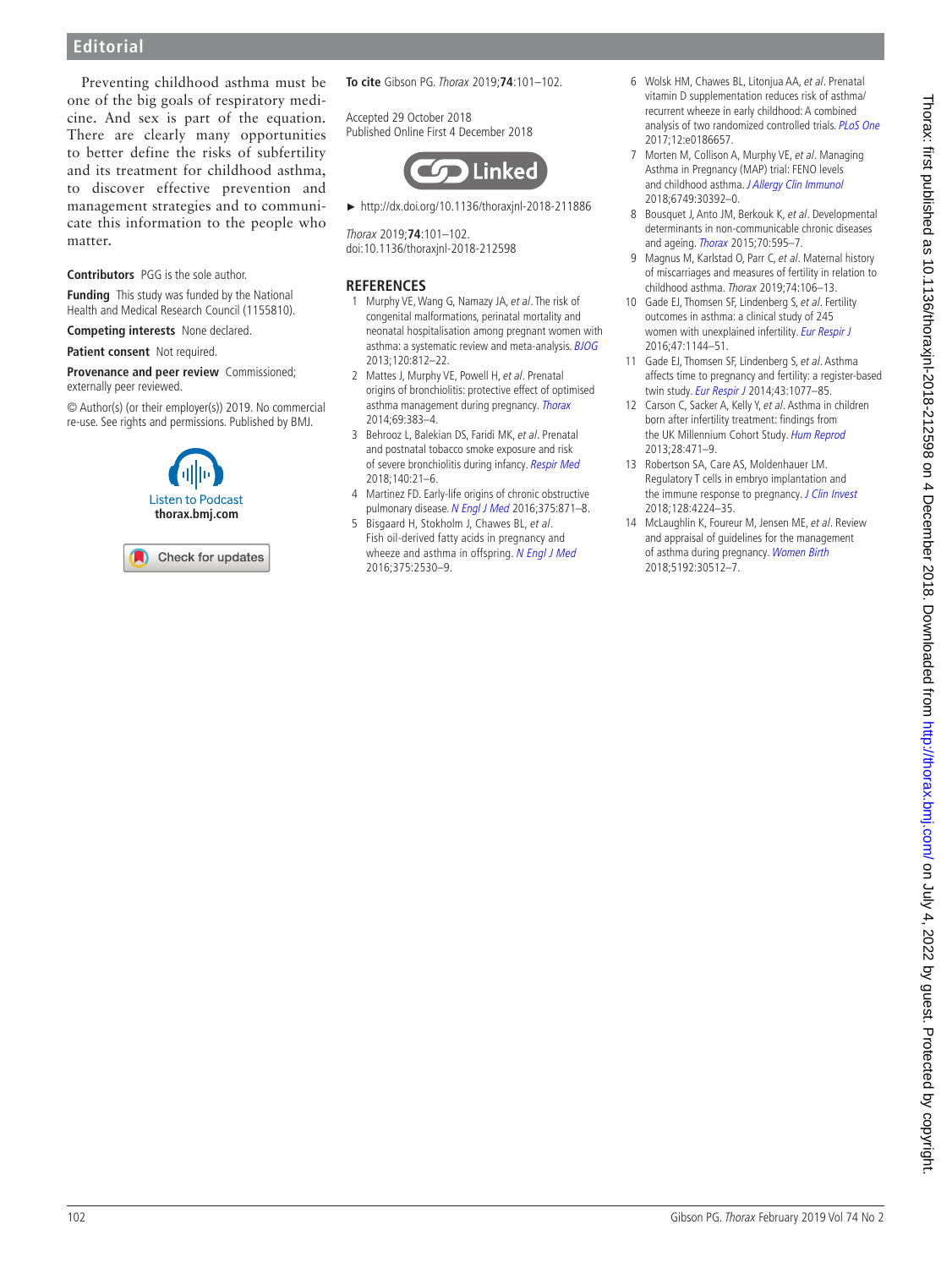Preventing childhood asthma must be one of the big goals of respiratory medicine. And sex is part of the equation. There are clearly many opportunities to better define the risks of subfertility and its treatment for childhood asthma, to discover effective prevention and management strategies and to communicate this information to the people who matter.

**Contributors** PGG is the sole author.

**Funding** This study was funded by the National Health and Medical Research Council (1155810).

**Competing interests** None declared.

**Patient consent** Not required.

**Provenance and peer review** Commissioned; externally peer reviewed.

© Author(s) (or their employer(s)) 2019. No commercial re-use. See rights and permissions. Published by BMJ.

Listen to Podcast
**thorax.bmj.com**

Check for updates

**To cite** Gibson PG. *Thorax* 2019;**74**:101–102.

Accepted 29 October 2018
Published Online First 4 December 2018

Linked

► http://dx.doi.org/10.1136/thoraxjnl-2018-211886

*Thorax* 2019;**74**:101–102.
doi:10.1136/thoraxjnl-2018-212598

## REFERENCES

1. Murphy VE, Wang G, Namazy JA, *et al*. The risk of congenital malformations, perinatal mortality and neonatal hospitalisation among pregnant women with asthma: a systematic review and meta-analysis. *BJOG* 2013;120:812–22.
2. Mattes J, Murphy VE, Powell H, *et al*. Prenatal origins of bronchiolitis: protective effect of optimised asthma management during pregnancy. *Thorax* 2014;69:383–4.
3. Behrooz L, Balekian DS, Faridi MK, *et al*. Prenatal and postnatal tobacco smoke exposure and risk of severe bronchiolitis during infancy. *Respir Med* 2018;140:21–6.
4. Martinez FD. Early-life origins of chronic obstructive pulmonary disease. *N Engl J Med* 2016;375:871–8.
5. Bisgaard H, Stokholm J, Chawes BL, *et al*. Fish oil-derived fatty acids in pregnancy and wheeze and asthma in offspring. *N Engl J Med* 2016;375:2530–9.
6. Wolsk HM, Chawes BL, Litonjua AA, *et al*. Prenatal vitamin D supplementation reduces risk of asthma/recurrent wheeze in early childhood: A combined analysis of two randomized controlled trials. *PLoS One* 2017;12:e0186657.
7. Morten M, Collison A, Murphy VE, *et al*. Managing Asthma in Pregnancy (MAP) trial: FENO levels and childhood asthma. *J Allergy Clin Immunol* 2018;6749:30392–0.
8. Bousquet J, Anto JM, Berkouk K, *et al*. Developmental determinants in non-communicable chronic diseases and ageing. *Thorax* 2015;70:595–7.
9. Magnus M, Karlstad O, Parr C, *et al*. Maternal history of miscarriages and measures of fertility in relation to childhood asthma. *Thorax* 2019;74:106–13.
10. Gade EJ, Thomsen SF, Lindenberg S, *et al*. Fertility outcomes in asthma: a clinical study of 245 women with unexplained infertility. *Eur Respir J* 2016;47:1144–51.
11. Gade EJ, Thomsen SF, Lindenberg S, *et al*. Asthma affects time to pregnancy and fertility: a register-based twin study. *Eur Respir J* 2014;43:1077–85.
12. Carson C, Sacker A, Kelly Y, *et al*. Asthma in children born after infertility treatment: findings from the UK Millennium Cohort Study. *Hum Reprod* 2013;28:471–9.
13. Robertson SA, Care AS, Moldenhauer LM. Regulatory T cells in embryo implantation and the immune response to pregnancy. *J Clin Invest* 2018;128:4224–35.
14. McLaughlin K, Foureur M, Jensen ME, *et al*. Review and appraisal of guidelines for the management of asthma during pregnancy. *Women Birth* 2018;5192:30512–7.